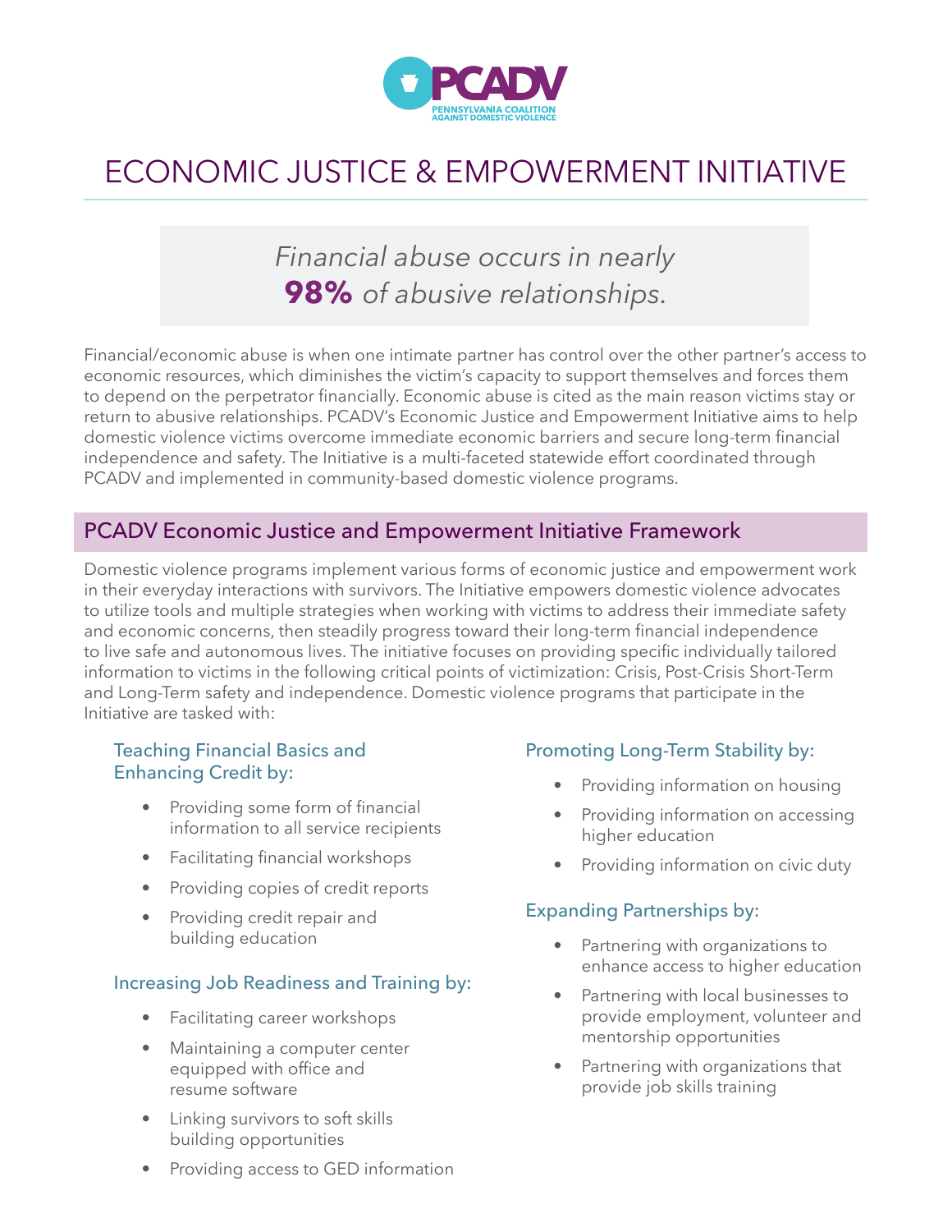PCADV

PENNSYLVANIA COALITION AGAINST DOMESTIC VIOLENCE

# ECONOMIC JUSTICE & EMPOWERMENT INITIATIVE

*Financial abuse occurs in nearly* ***98%*** *of abusive relationships.*

Financial/economic abuse is when one intimate partner has control over the other partner's access to economic resources, which diminishes the victim's capacity to support themselves and forces them to depend on the perpetrator financially. Economic abuse is cited as the main reason victims stay or return to abusive relationships. PCADV's Economic Justice and Empowerment Initiative aims to help domestic violence victims overcome immediate economic barriers and secure long-term financial independence and safety. The Initiative is a multi-faceted statewide effort coordinated through PCADV and implemented in community-based domestic violence programs.

## PCADV Economic Justice and Empowerment Initiative Framework

Domestic violence programs implement various forms of economic justice and empowerment work in their everyday interactions with survivors. The Initiative empowers domestic violence advocates to utilize tools and multiple strategies when working with victims to address their immediate safety and economic concerns, then steadily progress toward their long-term financial independence to live safe and autonomous lives. The initiative focuses on providing specific individually tailored information to victims in the following critical points of victimization: Crisis, Post-Crisis Short-Term and Long-Term safety and independence. Domestic violence programs that participate in the Initiative are tasked with:

### Teaching Financial Basics and Enhancing Credit by:

- Providing some form of financial information to all service recipients
- Facilitating financial workshops
- Providing copies of credit reports
- Providing credit repair and building education

### Increasing Job Readiness and Training by:

- Facilitating career workshops
- Maintaining a computer center equipped with office and resume software
- Linking survivors to soft skills building opportunities
- Providing access to GED information

### Promoting Long-Term Stability by:

- Providing information on housing
- Providing information on accessing higher education
- Providing information on civic duty

### Expanding Partnerships by:

- Partnering with organizations to enhance access to higher education
- Partnering with local businesses to provide employment, volunteer and mentorship opportunities
- Partnering with organizations that provide job skills training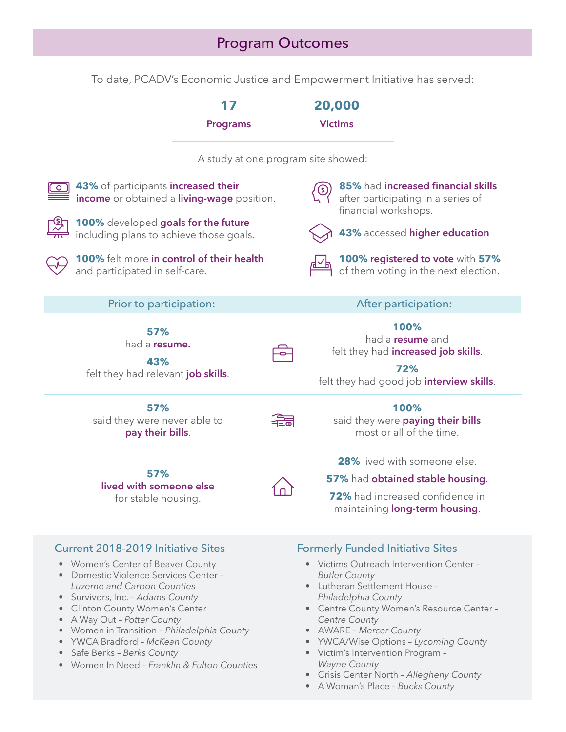## Program Outcomes

To date, PCADV's Economic Justice and Empowerment Initiative has served:

| 17 | 20,000 |
|---|---|
| Programs | Victims |

A study at one program site showed:

**43%** of participants **increased their income** or obtained a **living-wage** position.

**100%** developed **goals for the future** including plans to achieve those goals.

**100%** felt more **in control of their health** and participated in self-care.

**85%** had **increased financial skills** after participating in a series of financial workshops.

**43%** accessed **higher education**

**100% registered to vote** with **57%** of them voting in the next election.

| Prior to participation: | After participation: |
|---|---|
| **57%** had a **resume.** **43%** felt they had relevant **job skills**. | **100%** had a **resume** and felt they had **increased job skills**. **72%** felt they had good job **interview skills**. |
| **57%** said they were never able to **pay their bills**. | **100%** said they were **paying their bills** most or all of the time. |
| **57%** **lived with someone else** for stable housing. | **28%** lived with someone else. **57%** had **obtained stable housing**. **72%** had increased confidence in maintaining **long-term housing**. |

### Current 2018-2019 Initiative Sites

- Women's Center of Beaver County
- Domestic Violence Services Center – *Luzerne and Carbon Counties*
- Survivors, Inc. – *Adams County*
- Clinton County Women's Center
- A Way Out – *Potter County*
- Women in Transition – *Philadelphia County*
- YWCA Bradford – *McKean County*
- Safe Berks – *Berks County*
- Women In Need – *Franklin & Fulton Counties*

### Formerly Funded Initiative Sites

- Victims Outreach Intervention Center – *Butler County*
- Lutheran Settlement House – *Philadelphia County*
- Centre County Women's Resource Center – *Centre County*
- AWARE – *Mercer County*
- YWCA/Wise Options – *Lycoming County*
- Victim's Intervention Program – *Wayne County*
- Crisis Center North – *Allegheny County*
- A Woman's Place – *Bucks County*